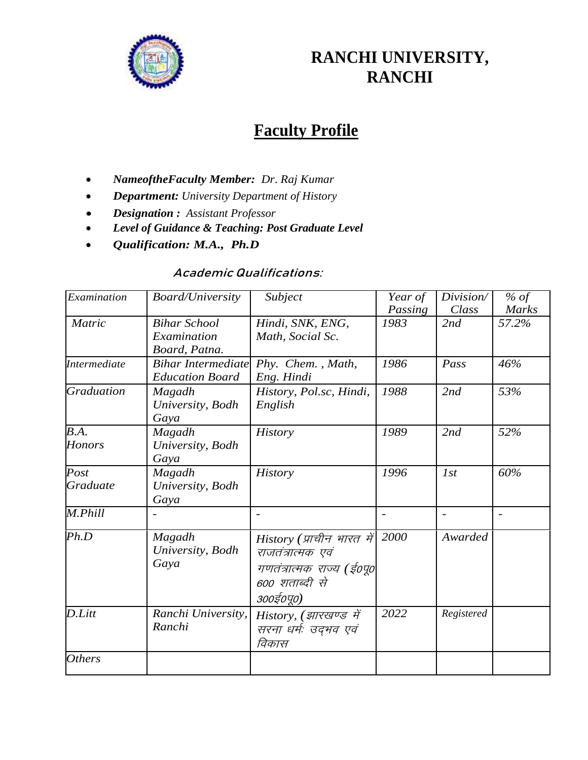# RANCHI UNIVERSITY, RANCHI

## Faculty Profile

- ***NameoftheFaculty Member:*** *Dr. Raj Kumar*
- ***Department:*** *University Department of History*
- ***Designation :*** *Assistant Professor*
- ***Level of Guidance & Teaching: Post Graduate Level***
- ***Qualification: M.A., Ph.D***

### *Academic Qualifications:*

| *Examination* | *Board/University* | *Subject* | *Year of Passing* | *Division/ Class* | *% of Marks* |
|---|---|---|---|---|---|
| *Matric* | *Bihar School Examination Board, Patna.* | *Hindi, SNK, ENG, Math, Social Sc.* | *1983* | *2nd* | *57.2%* |
| *Intermediate* | *Bihar Intermediate Education Board* | *Phy. Chem. , Math, Eng. Hindi* | *1986* | *Pass* | *46%* |
| *Graduation* | *Magadh University, Bodh Gaya* | *History, Pol.sc, Hindi, English* | *1988* | *2nd* | *53%* |
| *B.A. Honors* | *Magadh University, Bodh Gaya* | *History* | *1989* | *2nd* | *52%* |
| *Post Graduate* | *Magadh University, Bodh Gaya* | *History* | *1996* | *1st* | *60%* |
| *M.Phill* | - | - | - | - | - |
| *Ph.D* | *Magadh University, Bodh Gaya* | *History (प्राचीन भारत में राजतंत्रात्मक एवं गणतंत्रात्मक राज्य (ई0पू0 600 शताब्दी से 300ई0पू0)* | *2000* | *Awarded* | |
| *D.Litt* | *Ranchi University, Ranchi* | *History, (झारखण्ड में सरना धर्मः उद्‌भव एवं विकास* | *2022* | *Registered* | |
| *Others* | | | | | |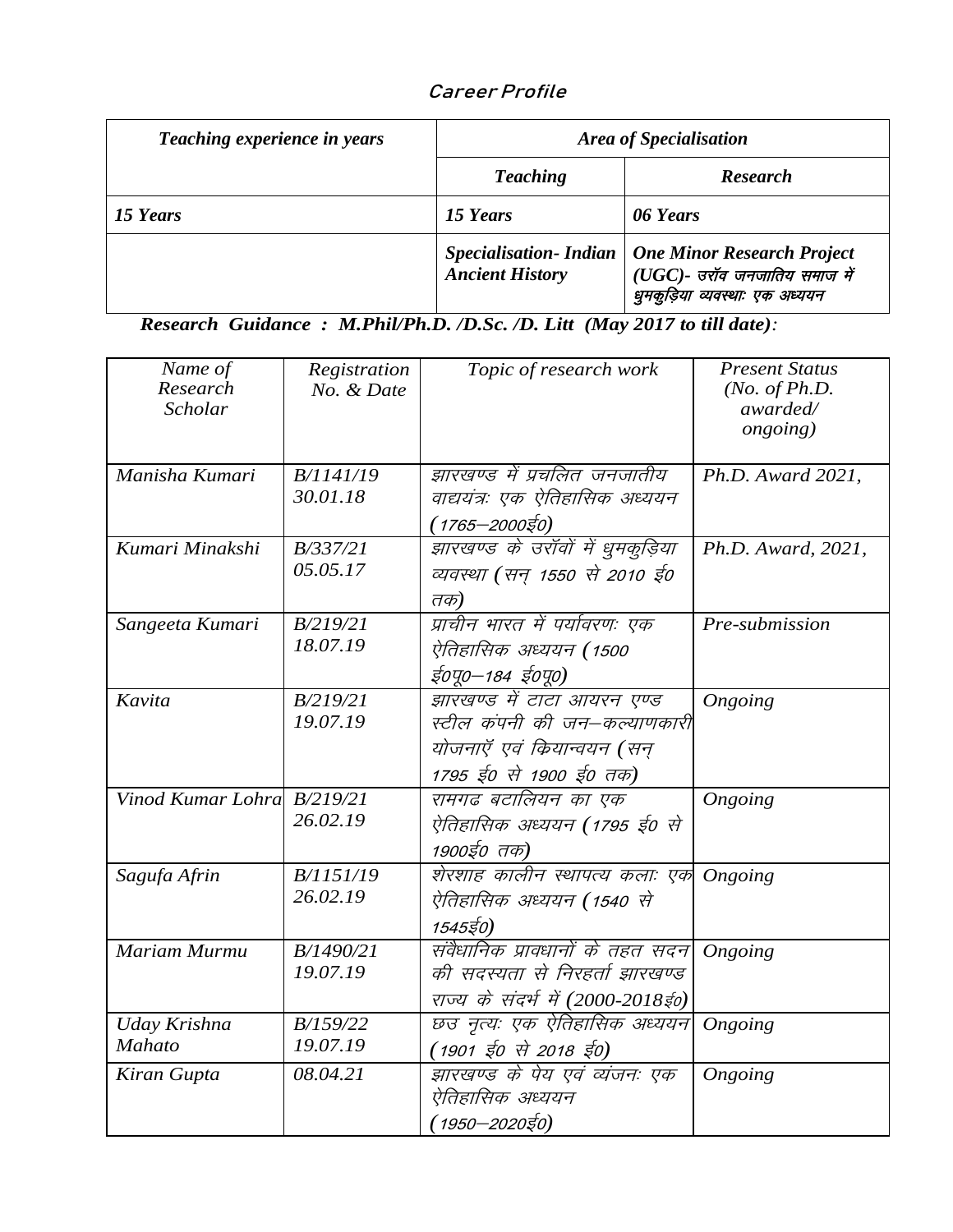## *Career Profile*

| *Teaching experience in years* | *Area of Specialisation* | |
|---|---|---|
| | *Teaching* | *Research* |
| *15 Years* | *15 Years* | *06 Years* |
| | *Specialisation- Indian Ancient History* | *One Minor Research Project (UGC)- उरॉव जनजातिय समाज में धुमकुड़िया व्यवस्थाः एक अध्ययन* |

***Research Guidance : M.Phil/Ph.D. /D.Sc. /D. Litt (May 2017 to till date):***

| *Name of Research Scholar* | *Registration No. & Date* | *Topic of research work* | *Present Status (No. of Ph.D. awarded/ ongoing)* |
|---|---|---|---|
| *Manisha Kumari* | *B/1141/19 30.01.18* | *झारखण्ड में प्रचलित जनजातीय वाद्ययंत्रः एक ऐतिहासिक अध्ययन (1765–2000ई0)* | *Ph.D. Award 2021,* |
| *Kumari Minakshi* | *B/337/21 05.05.17* | *झारखण्ड के उराँवों में धुमकुड़िया व्यवस्था (सन् 1550 से 2010 ई0 तक)* | *Ph.D. Award, 2021,* |
| *Sangeeta Kumari* | *B/219/21 18.07.19* | *प्राचीन भारत में पर्यावरणः एक ऐतिहासिक अध्ययन (1500 ई0पू0–184 ई0पू0)* | *Pre-submission* |
| *Kavita* | *B/219/21 19.07.19* | *झारखण्ड में टाटा आयरन एण्ड स्टील कंपनी की जन–कल्याणकारी योजनाएँ एवं कियान्वयन (सन् 1795 ई0 से 1900 ई0 तक)* | *Ongoing* |
| *Vinod Kumar Lohra* | *B/219/21 26.02.19* | *रामगढ बटालियन का एक ऐतिहासिक अध्ययन (1795 ई0 से 1900ई0 तक)* | *Ongoing* |
| *Sagufa Afrin* | *B/1151/19 26.02.19* | *शेरशाह कालीन स्थापत्य कलाः एक ऐतिहासिक अध्ययन (1540 से 1545ई0)* | *Ongoing* |
| *Mariam Murmu* | *B/1490/21 19.07.19* | *संवैधानिक प्रावधानों के तहत सदन की सदस्यता से निरहर्ता झारखण्ड राज्य के संदर्भ में (2000-2018ई0)* | *Ongoing* |
| *Uday Krishna Mahato* | *B/159/22 19.07.19* | *छउ नृत्यः एक ऐतिहासिक अध्ययन (1901 ई0 से 2018 ई0)* | *Ongoing* |
| *Kiran Gupta* | *08.04.21* | *झारखण्ड के पेय एवं व्यंजनः एक ऐतिहासिक अध्ययन (1950–2020ई0)* | *Ongoing* |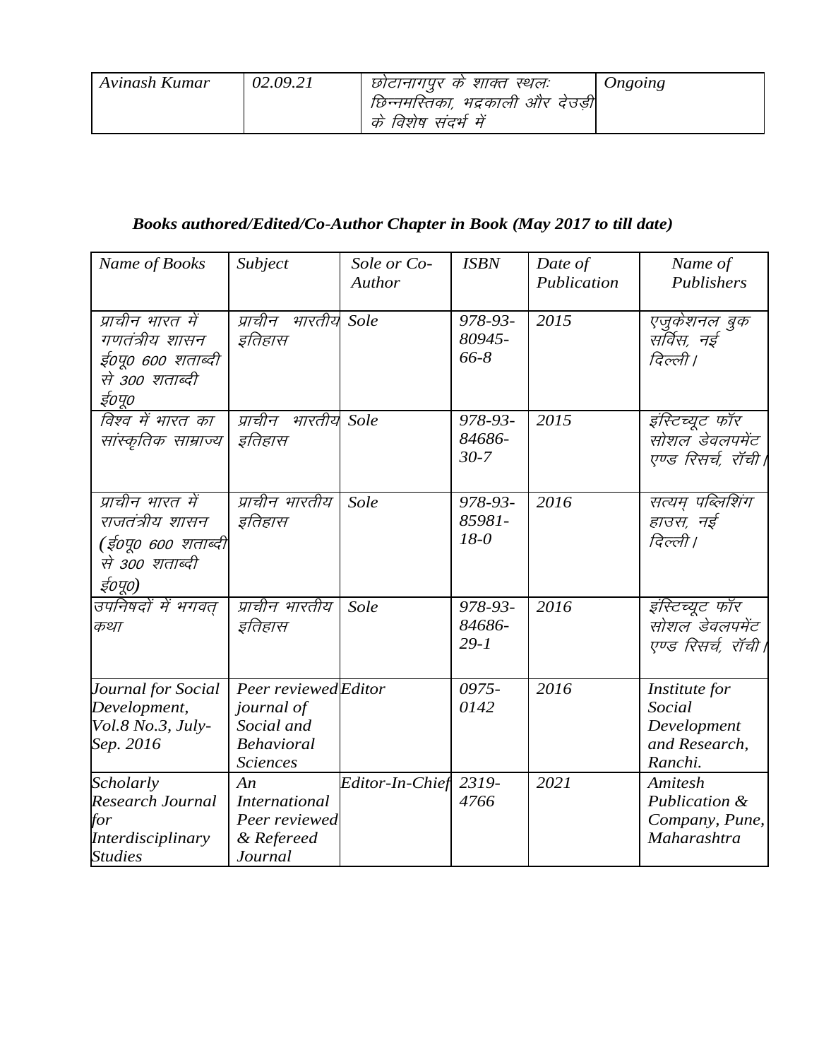| Avinash Kumar | 02.09.21 | छोटानागपुर के शाक्त स्थलः छिन्नमस्तिका, भद्रकाली और देउड़ी के विशेष संदर्भ में | Ongoing |
|---|---|---|---|

### *Books authored/Edited/Co-Author Chapter in Book (May 2017 to till date)*

| *Name of Books* | *Subject* | *Sole or Co-Author* | *ISBN* | *Date of Publication* | *Name of Publishers* |
|---|---|---|---|---|---|
| *प्राचीन भारत में गणतंत्रीय शासन ई0पू0 600 शताब्दी से 300 शताब्दी ई0पू0* | *प्राचीन भारतीय इतिहास* | *Sole* | *978-93-80945-66-8* | *2015* | *एजुकेशनल बुक सर्विस, नई दिल्ली।* |
| *विश्व में भारत का सांस्कृतिक साम्राज्य* | *प्राचीन भारतीय इतिहास* | *Sole* | *978-93-84686-30-7* | *2015* | *इंस्टिच्यूट फॉर सोशल डेवलपमेंट एण्ड रिसर्च, रॉची।* |
| *प्राचीन भारत में राजतंत्रीय शासन (ई0पू0 600 शताब्दी से 300 शताब्दी ई0पू0)* | *प्राचीन भारतीय इतिहास* | *Sole* | *978-93-85981-18-0* | *2016* | *सत्यम् पब्लिशिंग हाउस, नई दिल्ली।* |
| *उपनिषदों में भगवत् कथा* | *प्राचीन भारतीय इतिहास* | *Sole* | *978-93-84686-29-1* | *2016* | *इंस्टिच्यूट फॉर सोशल डेवलपमेंट एण्ड रिसर्च, रॉची।* |
| *Journal for Social Development, Vol.8 No.3, July-Sep. 2016* | *Peer reviewed journal of Social and Behavioral Sciences* | *Editor* | *0975-0142* | *2016* | *Institute for Social Development and Research, Ranchi.* |
| *Scholarly Research Journal for Interdisciplinary Studies* | *An International Peer reviewed & Refereed Journal* | *Editor-In-Chief* | *2319-4766* | *2021* | *Amitesh Publication & Company, Pune, Maharashtra* |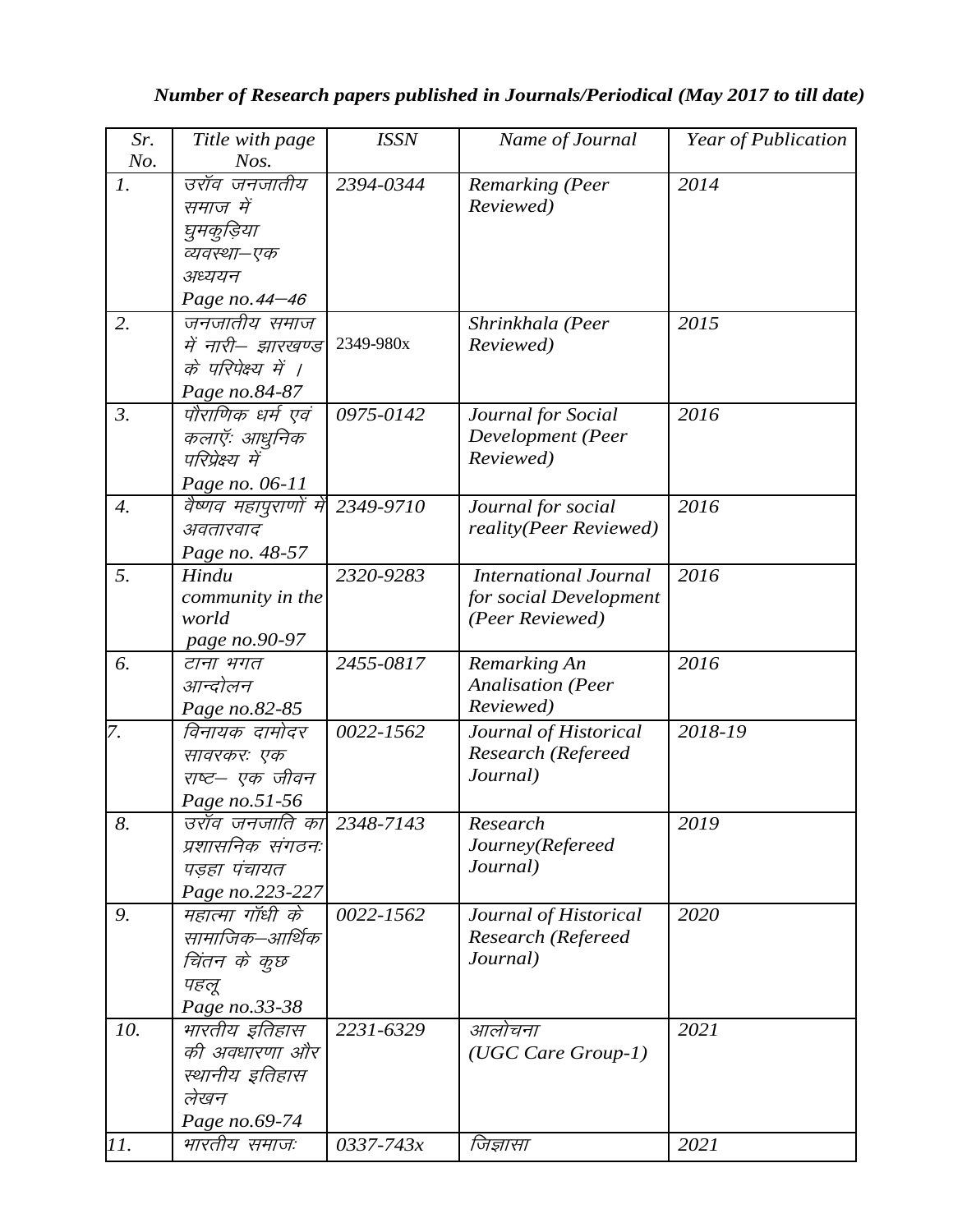*Number of Research papers published in Journals/Periodical (May 2017 to till date)*

| *Sr. No.* | *Title with page Nos.* | *ISSN* | *Name of Journal* | *Year of Publication* |
|---|---|---|---|---|
| *1.* | *उराँव जनजातीय समाज में घुमकुड़िया व्यवस्था–एक अध्ययन Page no.44–46* | *2394-0344* | *Remarking (Peer Reviewed)* | *2014* |
| *2.* | *जनजातीय समाज में नारी– झारखण्ड के परिपेक्ष्य में । Page no.84-87* | 2349-980x | *Shrinkhala (Peer Reviewed)* | *2015* |
| *3.* | *पौराणिक धर्म एवं कलाएँ: आधुनिक परिप्रेक्ष्य में Page no. 06-11* | *0975-0142* | *Journal for Social Development (Peer Reviewed)* | *2016* |
| *4.* | *वैष्णव महापुराणों में अवतारवाद Page no. 48-57* | *2349-9710* | *Journal for social reality(Peer Reviewed)* | *2016* |
| *5.* | *Hindu community in the world page no.90-97* | *2320-9283* | *International Journal for social Development (Peer Reviewed)* | *2016* |
| *6.* | *टाना भगत आन्दोलन Page no.82-85* | *2455-0817* | *Remarking An Analisation (Peer Reviewed)* | *2016* |
| *7.* | *विनायक दामोदर सावरकरः एक राष्ट– एक जीवन Page no.51-56* | *0022-1562* | *Journal of Historical Research (Refereed Journal)* | *2018-19* |
| *8.* | *उराँव जनजाति का प्रशासनिक संगठनः पड़हा पंचायत Page no.223-227* | *2348-7143* | *Research Journey(Refereed Journal)* | *2019* |
| *9.* | *महात्मा गाँधी के सामाजिक–आर्थिक चिंतन के कुछ पहलू Page no.33-38* | *0022-1562* | *Journal of Historical Research (Refereed Journal)* | *2020* |
| *10.* | *भारतीय इतिहास की अवधारणा और स्थानीय इतिहास लेखन Page no.69-74* | *2231-6329* | *आलोचना (UGC Care Group-1)* | *2021* |
| *11.* | *भारतीय समाजः* | *0337-743x* | *जिज्ञासा* | *2021* |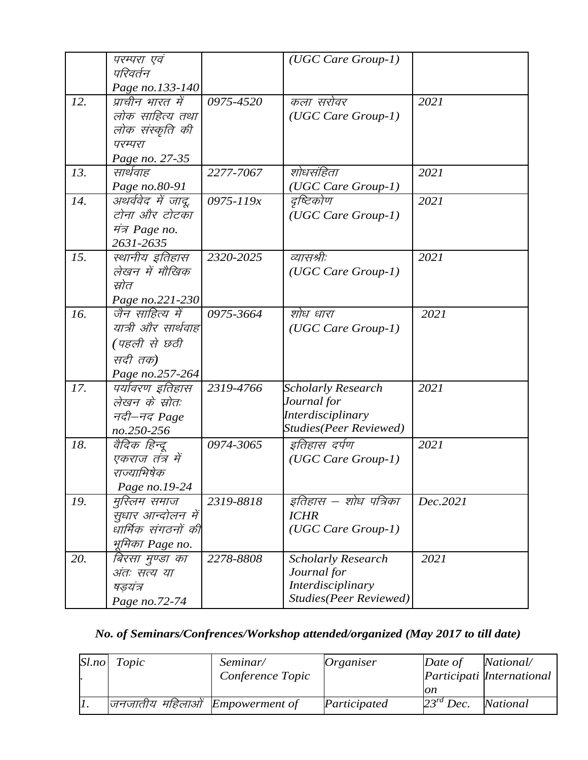| | परम्परा एवं परिवर्तन Page no.133-140 | | (UGC Care Group-1) | |
|---|---|---|---|---|
| 12. | प्राचीन भारत में लोक साहित्य तथा लोक संस्कृति की परम्परा Page no. 27-35 | 0975-4520 | कला सरोवर (UGC Care Group-1) | 2021 |
| 13. | सार्थवाह Page no.80-91 | 2277-7067 | शोधसंहिता (UGC Care Group-1) | 2021 |
| 14. | अथर्ववेद में जादू टोना और टोटका मंत्र Page no. 2631-2635 | 0975-119x | दृष्टिकोण (UGC Care Group-1) | 2021 |
| 15. | स्थानीय इतिहास लेखन में मौखिक स्रोत Page no.221-230 | 2320-2025 | व्यासश्रीः (UGC Care Group-1) | 2021 |
| 16. | जैन साहित्य में यात्री और सार्थवाह (पहली से छठी सदी तक) Page no.257-264 | 0975-3664 | शोध धारा (UGC Care Group-1) | 2021 |
| 17. | पर्यावरण इतिहास लेखन के स्रोतः नदी–नद Page no.250-256 | 2319-4766 | Scholarly Research Journal for Interdisciplinary Studies(Peer Reviewed) | 2021 |
| 18. | वैदिक हिन्दू एकराज तंत्र में राज्याभिषेक Page no.19-24 | 0974-3065 | इतिहास दर्पण (UGC Care Group-1) | 2021 |
| 19. | मुस्लिम समाज सुधार आन्दोलन में धार्मिक संगठनों की भूमिका Page no. | 2319-8818 | इतिहास – शोध पत्रिका ICHR (UGC Care Group-1) | Dec.2021 |
| 20. | बिरसा मुण्डा का अंतः सत्य या षड़यंत्र Page no.72-74 | 2278-8808 | Scholarly Research Journal for Interdisciplinary Studies(Peer Reviewed) | 2021 |

***No. of Seminars/Confrences/Workshop attended/organized (May 2017 to till date)***

| Sl.no. | Topic | Seminar/ Conference Topic | Organiser | Date of Participation | National/ International |
|---|---|---|---|---|---|
| 1. | जनजातीय महिलाओं | Empowerment of | Participated | 23rd Dec. | National |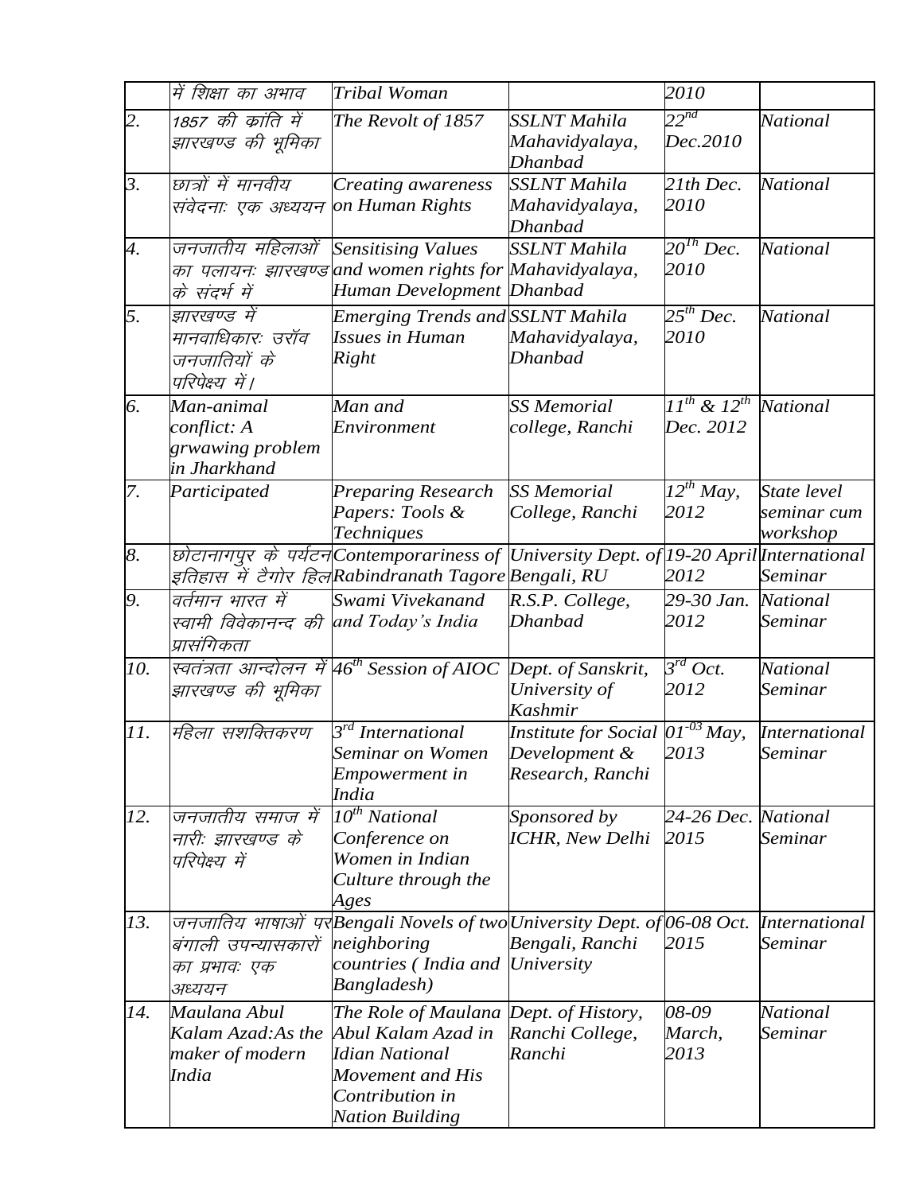| | में शिक्षा का अभाव | Tribal Woman | | 2010 | |
|---|---|---|---|---|---|
| 2. | 1857 की क्रांति में झारखण्ड की भूमिका | The Revolt of 1857 | SSLNT Mahila Mahavidyalaya, Dhanbad | $22^{nd}$ Dec.2010 | National |
| 3. | छात्रों में मानवीय संवेदनाः एक अध्ययन | Creating awareness on Human Rights | SSLNT Mahila Mahavidyalaya, Dhanbad | 21th Dec. 2010 | National |
| 4. | जनजातीय महिलाओं का पलायनः झारखण्ड के संदर्भ में | Sensitising Values and women rights for Human Development | SSLNT Mahila Mahavidyalaya, Dhanbad | $20^{Th}$ Dec. 2010 | National |
| 5. | झारखण्ड में मानवाधिकारः उरॉव जनजातियों के परिपेक्ष्य में। | Emerging Trends and Issues in Human Right | SSLNT Mahila Mahavidyalaya, Dhanbad | $25^{th}$ Dec. 2010 | National |
| 6. | Man-animal conflict: A grwawing problem in Jharkhand | Man and Environment | SS Memorial college, Ranchi | $11^{th}$ & $12^{th}$ Dec. 2012 | National |
| 7. | Participated | Preparing Research Papers: Tools & Techniques | SS Memorial College, Ranchi | $12^{th}$ May, 2012 | State level seminar cum workshop |
| 8. | छोटानागपुर के पर्यटन इतिहास में टैगोर हिल | Contemporariness of Rabindranath Tagore | University Dept. of Bengali, RU | 19-20 April 2012 | International Seminar |
| 9. | वर्तमान भारत में स्वामी विवेकानन्द की प्रासंगिकता | Swami Vivekanand and Today's India | R.S.P. College, Dhanbad | 29-30 Jan. 2012 | National Seminar |
| 10. | स्वतंत्रता आन्दोलन में झारखण्ड की भूमिका | $46^{th}$ Session of AIOC | Dept. of Sanskrit, University of Kashmir | $3^{rd}$ Oct. 2012 | National Seminar |
| 11. | महिला सशक्तिकरण | $3^{rd}$ International Seminar on Women Empowerment in India | Institute for Social Development & Research, Ranchi | $01^{-03}$ May, 2013 | International Seminar |
| 12. | जनजातीय समाज में नारीः झारखण्ड के परिपेक्ष्य में | $10^{th}$ National Conference on Women in Indian Culture through the Ages | Sponsored by ICHR, New Delhi | 24-26 Dec. 2015 | National Seminar |
| 13. | जनजातिय भाषाओं पर बंगाली उपन्यासकारों का प्रभावः एक अध्ययन | Bengali Novels of two neighboring countries ( India and Bangladesh) | University Dept. of Bengali, Ranchi University | 06-08 Oct. 2015 | International Seminar |
| 14. | Maulana Abul Kalam Azad:As the maker of modern India | The Role of Maulana Abul Kalam Azad in Idian National Movement and His Contribution in Nation Building | Dept. of History, Ranchi College, Ranchi | 08-09 March, 2013 | National Seminar |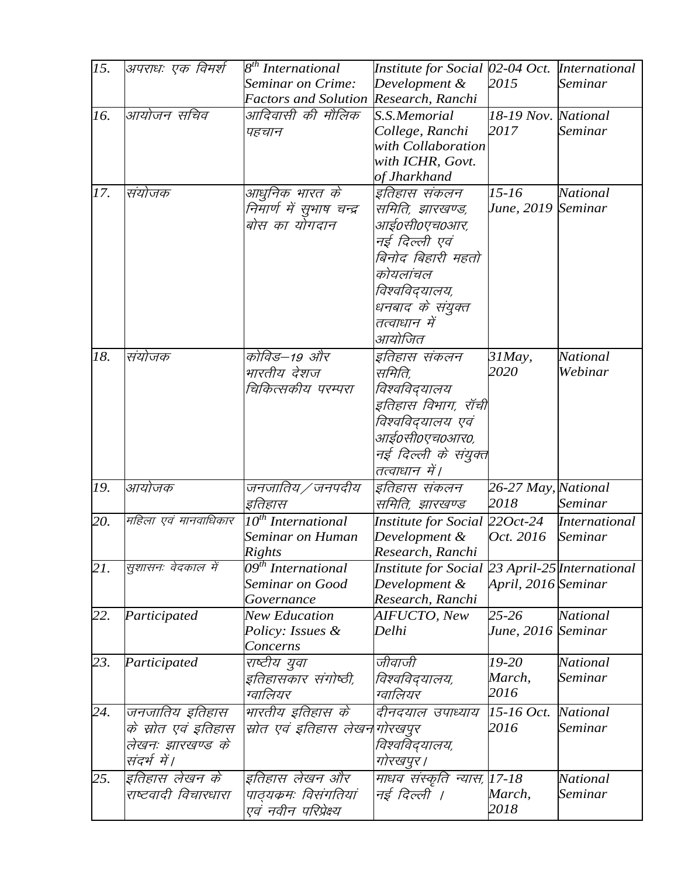| 15. | अपराधः एक विमर्श | 8th International Seminar on Crime: Factors and Solution | Institute for Social Development & Research, Ranchi | 02-04 Oct. 2015 | International Seminar |
|---|---|---|---|---|---|
| 16. | आयोजन सचिव | आदिवासी की मौलिक पहचान | S.S.Memorial College, Ranchi with Collaboration with ICHR, Govt. of Jharkhand | 18-19 Nov. 2017 | National Seminar |
| 17. | संयोजक | आधुनिक भारत के निमार्ण में सुभाष चन्द्र बोस का योगदान | इतिहास संकलन समिति, झारखण्ड, आई0सी0एच0आर, नई दिल्ली एवं बिनोद बिहारी महतो कोयलांचल विश्वविद्यालय, धनबाद के संयुक्त तत्वाधान में आयोजित | 15-16 June, 2019 | National Seminar |
| 18. | संयोजक | कोविड–19 और भारतीय देशज चिकित्सकीय परम्परा | इतिहास संकलन समिति, विश्वविद्यालय इतिहास विभाग, रॉची विश्वविद्यालय एवं आई0सी0एच0आर0, नई दिल्ली के संयुक्त तत्वाधान में। | 31May, 2020 | National Webinar |
| 19. | आयोजक | जनजातिय/जनपदीय इतिहास | इतिहास संकलन समिति, झारखण्ड | 26-27 May, 2018 | National Seminar |
| 20. | महिला एवं मानवाधिकार | 10th International Seminar on Human Rights | Institute for Social Development & Research, Ranchi | 22Oct-24 Oct. 2016 | International Seminar |
| 21. | सुशासनः वेदकाल में | 09th International Seminar on Good Governance | Institute for Social Development & Research, Ranchi | 23 April-25 April, 2016 | International Seminar |
| 22. | Participated | New Education Policy: Issues & Concerns | AIFUCTO, New Delhi | 25-26 June, 2016 | National Seminar |
| 23. | Participated | राष्टीय युवा इतिहासकार संगोष्ठी, ग्वालियर | जीवाजी विश्वविद्यालय, ग्वालियर | 19-20 March, 2016 | National Seminar |
| 24. | जनजातिय इतिहास के स्रोत एवं इतिहास लेखनः झारखण्ड के संदर्भ में। | भारतीय इतिहास के स्रोत एवं इतिहास लेखन | दीनदयाल उपाध्याय गोरखपुर विश्वविद्यालय, गोरखपुर। | 15-16 Oct. 2016 | National Seminar |
| 25. | इतिहास लेखन के राष्टवादी विचारधारा | इतिहास लेखन और पाठ्यक्रमः विसंगतियां एवं नवीन परिप्रेक्ष्य | माधव संस्कृति न्यास, नई दिल्ली । | 17-18 March, 2018 | National Seminar |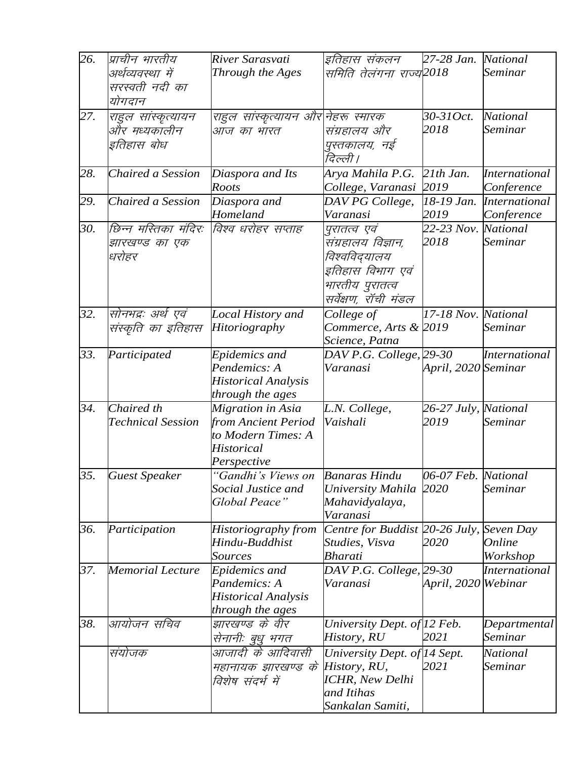| 26. | प्राचीन भारतीय अर्थव्यवस्था में सरस्वती नदी का योगदान | River Sarasvati Through the Ages | इतिहास संकलन समिति तेलंगना राज्य | 27-28 Jan. 2018 | National Seminar |
|---|---|---|---|---|---|
| 27. | राहुल सांस्कृत्यायन और मध्यकालीन इतिहास बोध | राहुल सांस्कृत्यायन और आज का भारत | नेहरू स्मारक संग्रहालय और पुस्तकालय, नई दिल्ली। | 30-31Oct. 2018 | National Seminar |
| 28. | Chaired a Session | Diaspora and Its Roots | Arya Mahila P.G. College, Varanasi | 21th Jan. 2019 | International Conference |
| 29. | Chaired a Session | Diaspora and Homeland | DAV PG College, Varanasi | 18-19 Jan. 2019 | International Conference |
| 30. | छिन्न मस्तिका मंदिरः झारखण्ड का एक धरोहर | विश्व धरोहर सप्ताह | पुरातत्व एवं संग्रहालय विज्ञान, विश्वविद्यालय इतिहास विभाग एवं भारतीय पुरातत्व सर्वेक्षण, राँची मंडल | 22-23 Nov. 2018 | National Seminar |
| 32. | सोनभद्रः अर्थ एवं संस्कृति का इतिहास | Local History and Hitoriography | College of Commerce, Arts & Science, Patna | 17-18 Nov. 2019 | National Seminar |
| 33. | Participated | Epidemics and Pendemics: A Historical Analysis through the ages | DAV P.G. College, Varanasi | 29-30 April, 2020 | International Seminar |
| 34. | Chaired th Technical Session | Migration in Asia from Ancient Period to Modern Times: A Historical Perspective | L.N. College, Vaishali | 26-27 July, 2019 | National Seminar |
| 35. | Guest Speaker | "Gandhi's Views on Social Justice and Global Peace" | Banaras Hindu University Mahila Mahavidyalaya, Varanasi | 06-07 Feb. 2020 | National Seminar |
| 36. | Participation | Historiography from Hindu-Buddhist Sources | Centre for Buddist Studies, Visva Bharati | 20-26 July, 2020 | Seven Day Online Workshop |
| 37. | Memorial Lecture | Epidemics and Pandemics: A Historical Analysis through the ages | DAV P.G. College, Varanasi | 29-30 April, 2020 | International Webinar |
| 38. | आयोजन सचिव | झारखण्ड के वीर सेनानीः बुधु भगत | University Dept. of History, RU | 12 Feb. 2021 | Departmental Seminar |
| | संयोजक | आजादी के आदिवासी महानायक झारखण्ड के विशेष संदर्भ में | University Dept. of History, RU, ICHR, New Delhi and Itihas Sankalan Samiti, | 14 Sept. 2021 | National Seminar |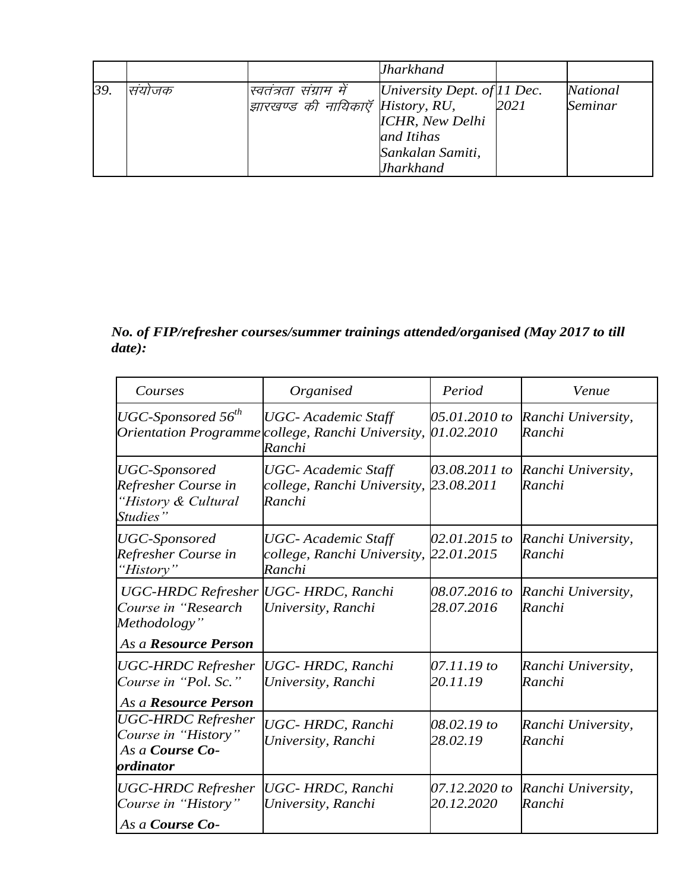| | | | Jharkhand | | |
|---|---|---|---|---|---|
| 39. | संयोजक | स्वतंत्रता संग्राम में झारखण्ड की नायिकाएँ | University Dept. of History, RU, ICHR, New Delhi and Itihas Sankalan Samiti, Jharkhand | 11 Dec. 2021 | National Seminar |

***No. of FIP/refresher courses/summer trainings attended/organised (May 2017 to till date):***

| *Courses* | *Organised* | *Period* | *Venue* |
|---|---|---|---|
| *UGC-Sponsored 56th Orientation Programme* | *UGC- Academic Staff college, Ranchi University, Ranchi* | *05.01.2010 to 01.02.2010* | *Ranchi University, Ranchi* |
| *UGC-Sponsored Refresher Course in "History & Cultural Studies"* | *UGC- Academic Staff college, Ranchi University, Ranchi* | *03.08.2011 to 23.08.2011* | *Ranchi University, Ranchi* |
| *UGC-Sponsored Refresher Course in "History"* | *UGC- Academic Staff college, Ranchi University, Ranchi* | *02.01.2015 to 22.01.2015* | *Ranchi University, Ranchi* |
| *UGC-HRDC Refresher Course in "Research Methodology"* <br> *As a **Resource Person*** | *UGC- HRDC, Ranchi University, Ranchi* | *08.07.2016 to 28.07.2016* | *Ranchi University, Ranchi* |
| *UGC-HRDC Refresher Course in "Pol. Sc."* <br> *As a **Resource Person*** | *UGC- HRDC, Ranchi University, Ranchi* | *07.11.19 to 20.11.19* | *Ranchi University, Ranchi* |
| *UGC-HRDC Refresher Course in "History"* <br> *As a **Course Co-ordinator*** | *UGC- HRDC, Ranchi University, Ranchi* | *08.02.19 to 28.02.19* | *Ranchi University, Ranchi* |
| *UGC-HRDC Refresher Course in "History"* <br> *As a **Course Co-*** | *UGC- HRDC, Ranchi University, Ranchi* | *07.12.2020 to 20.12.2020* | *Ranchi University, Ranchi* |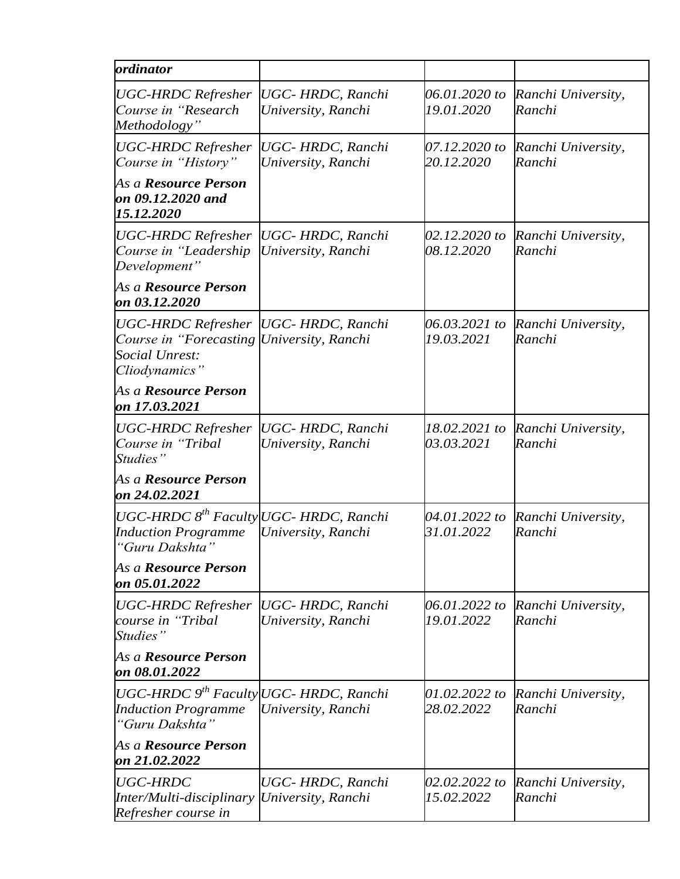| *ordinator* | | | |
|---|---|---|---|
| *UGC-HRDC Refresher Course in "Research Methodology"* | *UGC- HRDC, Ranchi University, Ranchi* | *06.01.2020 to 19.01.2020* | *Ranchi University, Ranchi* |
| *UGC-HRDC Refresher Course in "History"* *As a **Resource Person on 09.12.2020 and 15.12.2020*** | *UGC- HRDC, Ranchi University, Ranchi* | *07.12.2020 to 20.12.2020* | *Ranchi University, Ranchi* |
| *UGC-HRDC Refresher Course in "Leadership Development"* *As a **Resource Person on 03.12.2020*** | *UGC- HRDC, Ranchi University, Ranchi* | *02.12.2020 to 08.12.2020* | *Ranchi University, Ranchi* |
| *UGC-HRDC Refresher Course in "Forecasting Social Unrest: Cliodynamics"* *As a **Resource Person on 17.03.2021*** | *UGC- HRDC, Ranchi University, Ranchi* | *06.03.2021 to 19.03.2021* | *Ranchi University, Ranchi* |
| *UGC-HRDC Refresher Course in "Tribal Studies"* *As a **Resource Person on 24.02.2021*** | *UGC- HRDC, Ranchi University, Ranchi* | *18.02.2021 to 03.03.2021* | *Ranchi University, Ranchi* |
| *UGC-HRDC 8th Faculty Induction Programme "Guru Dakshta"* *As a **Resource Person on 05.01.2022*** | *UGC- HRDC, Ranchi University, Ranchi* | *04.01.2022 to 31.01.2022* | *Ranchi University, Ranchi* |
| *UGC-HRDC Refresher course in "Tribal Studies"* *As a **Resource Person on 08.01.2022*** | *UGC- HRDC, Ranchi University, Ranchi* | *06.01.2022 to 19.01.2022* | *Ranchi University, Ranchi* |
| *UGC-HRDC 9th Faculty Induction Programme "Guru Dakshta"* *As a **Resource Person on 21.02.2022*** | *UGC- HRDC, Ranchi University, Ranchi* | *01.02.2022 to 28.02.2022* | *Ranchi University, Ranchi* |
| *UGC-HRDC Inter/Multi-disciplinary Refresher course in* | *UGC- HRDC, Ranchi University, Ranchi* | *02.02.2022 to 15.02.2022* | *Ranchi University, Ranchi* |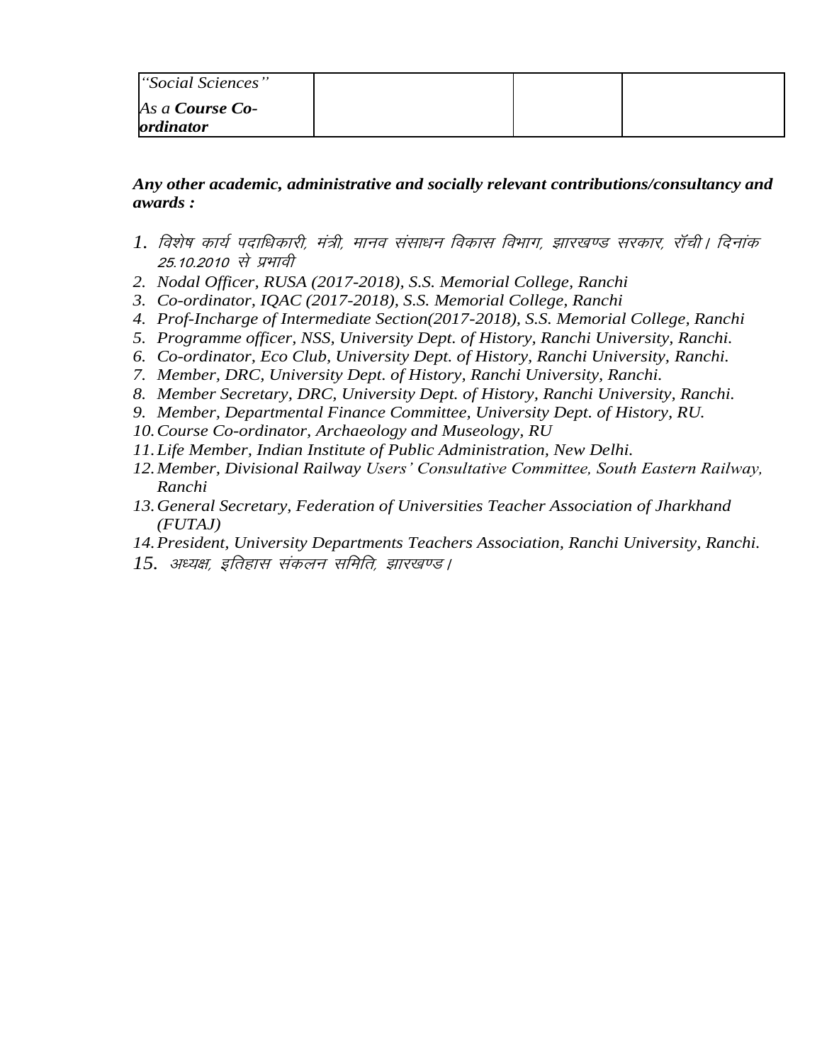| | | | |
|---|---|---|---|
| *"Social Sciences"* *As a* ***Course Co-ordinator*** | | | |

***Any other academic, administrative and socially relevant contributions/consultancy and awards :***

1. *विशेष कार्य पदाधिकारी, मंत्री, मानव संसाधन विकास विभाग, झारखण्ड सरकार, रॉची। दिनांक 25.10.2010 से प्रभावी*
2. *Nodal Officer, RUSA (2017-2018), S.S. Memorial College, Ranchi*
3. *Co-ordinator, IQAC (2017-2018), S.S. Memorial College, Ranchi*
4. *Prof-Incharge of Intermediate Section(2017-2018), S.S. Memorial College, Ranchi*
5. *Programme officer, NSS, University Dept. of History, Ranchi University, Ranchi.*
6. *Co-ordinator, Eco Club, University Dept. of History, Ranchi University, Ranchi.*
7. *Member, DRC, University Dept. of History, Ranchi University, Ranchi.*
8. *Member Secretary, DRC, University Dept. of History, Ranchi University, Ranchi.*
9. *Member, Departmental Finance Committee, University Dept. of History, RU.*
10. *Course Co-ordinator, Archaeology and Museology, RU*
11. *Life Member, Indian Institute of Public Administration, New Delhi.*
12. *Member, Divisional Railway Users' Consultative Committee, South Eastern Railway, Ranchi*
13. *General Secretary, Federation of Universities Teacher Association of Jharkhand (FUTAJ)*
14. *President, University Departments Teachers Association, Ranchi University, Ranchi.*
15. *अध्यक्ष, इतिहास संकलन समिति, झारखण्ड।*